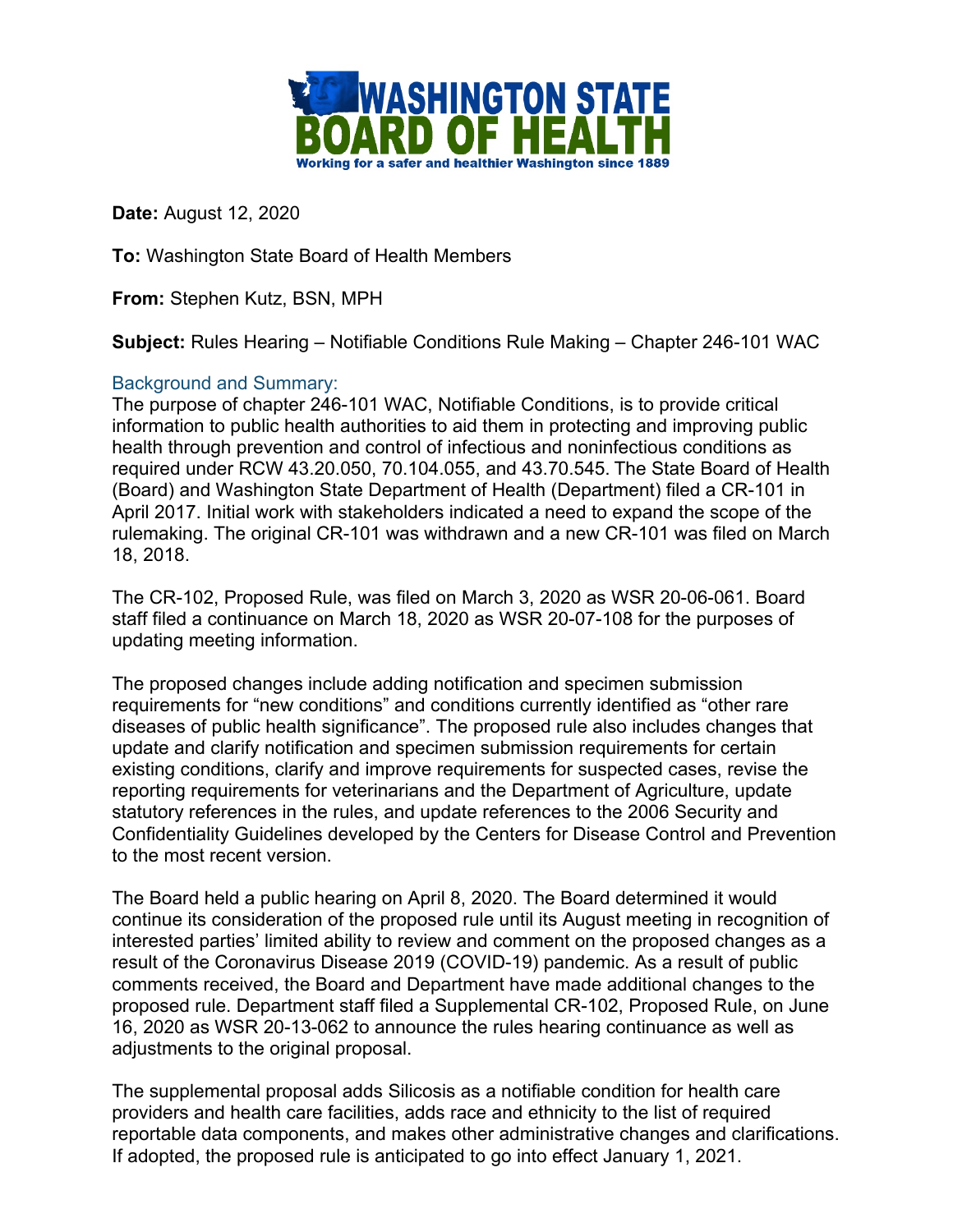**WASHINGTON STATE BOARD OF HEALTH**

Working for a safer and healthier Washington since 1889

**Date:** August 12, 2020

**To:** Washington State Board of Health Members

**From:** Stephen Kutz, BSN, MPH

**Subject:** Rules Hearing – Notifiable Conditions Rule Making – Chapter 246-101 WAC

## Background and Summary:

The purpose of chapter 246-101 WAC, Notifiable Conditions, is to provide critical information to public health authorities to aid them in protecting and improving public health through prevention and control of infectious and noninfectious conditions as required under RCW 43.20.050, 70.104.055, and 43.70.545. The State Board of Health (Board) and Washington State Department of Health (Department) filed a CR-101 in April 2017. Initial work with stakeholders indicated a need to expand the scope of the rulemaking. The original CR-101 was withdrawn and a new CR-101 was filed on March 18, 2018.

The CR-102, Proposed Rule, was filed on March 3, 2020 as WSR 20-06-061. Board staff filed a continuance on March 18, 2020 as WSR 20-07-108 for the purposes of updating meeting information.

The proposed changes include adding notification and specimen submission requirements for "new conditions" and conditions currently identified as "other rare diseases of public health significance". The proposed rule also includes changes that update and clarify notification and specimen submission requirements for certain existing conditions, clarify and improve requirements for suspected cases, revise the reporting requirements for veterinarians and the Department of Agriculture, update statutory references in the rules, and update references to the 2006 Security and Confidentiality Guidelines developed by the Centers for Disease Control and Prevention to the most recent version.

The Board held a public hearing on April 8, 2020. The Board determined it would continue its consideration of the proposed rule until its August meeting in recognition of interested parties' limited ability to review and comment on the proposed changes as a result of the Coronavirus Disease 2019 (COVID-19) pandemic. As a result of public comments received, the Board and Department have made additional changes to the proposed rule. Department staff filed a Supplemental CR-102, Proposed Rule, on June 16, 2020 as WSR 20-13-062 to announce the rules hearing continuance as well as adjustments to the original proposal.

The supplemental proposal adds Silicosis as a notifiable condition for health care providers and health care facilities, adds race and ethnicity to the list of required reportable data components, and makes other administrative changes and clarifications. If adopted, the proposed rule is anticipated to go into effect January 1, 2021.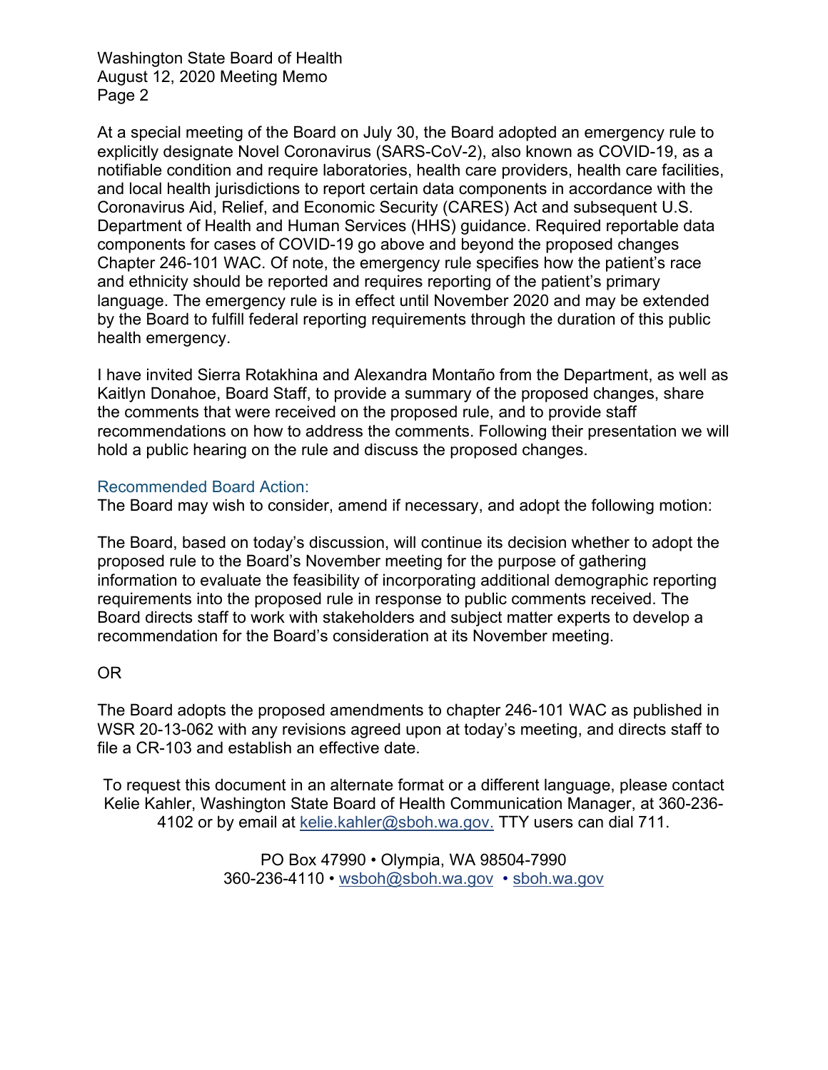At a special meeting of the Board on July 30, the Board adopted an emergency rule to explicitly designate Novel Coronavirus (SARS-CoV-2), also known as COVID-19, as a notifiable condition and require laboratories, health care providers, health care facilities, and local health jurisdictions to report certain data components in accordance with the Coronavirus Aid, Relief, and Economic Security (CARES) Act and subsequent U.S. Department of Health and Human Services (HHS) guidance. Required reportable data components for cases of COVID-19 go above and beyond the proposed changes Chapter 246-101 WAC. Of note, the emergency rule specifies how the patient's race and ethnicity should be reported and requires reporting of the patient's primary language. The emergency rule is in effect until November 2020 and may be extended by the Board to fulfill federal reporting requirements through the duration of this public health emergency.

I have invited Sierra Rotakhina and Alexandra Montaño from the Department, as well as Kaitlyn Donahoe, Board Staff, to provide a summary of the proposed changes, share the comments that were received on the proposed rule, and to provide staff recommendations on how to address the comments. Following their presentation we will hold a public hearing on the rule and discuss the proposed changes.

### Recommended Board Action:

The Board may wish to consider, amend if necessary, and adopt the following motion:

The Board, based on today's discussion, will continue its decision whether to adopt the proposed rule to the Board's November meeting for the purpose of gathering information to evaluate the feasibility of incorporating additional demographic reporting requirements into the proposed rule in response to public comments received. The Board directs staff to work with stakeholders and subject matter experts to develop a recommendation for the Board's consideration at its November meeting.

OR

The Board adopts the proposed amendments to chapter 246-101 WAC as published in WSR 20-13-062 with any revisions agreed upon at today's meeting, and directs staff to file a CR-103 and establish an effective date.

To request this document in an alternate format or a different language, please contact Kelie Kahler, Washington State Board of Health Communication Manager, at 360-236-4102 or by email at kelie.kahler@sboh.wa.gov. TTY users can dial 711.

PO Box 47990 • Olympia, WA 98504-7990
360-236-4110 • wsboh@sboh.wa.gov • sboh.wa.gov